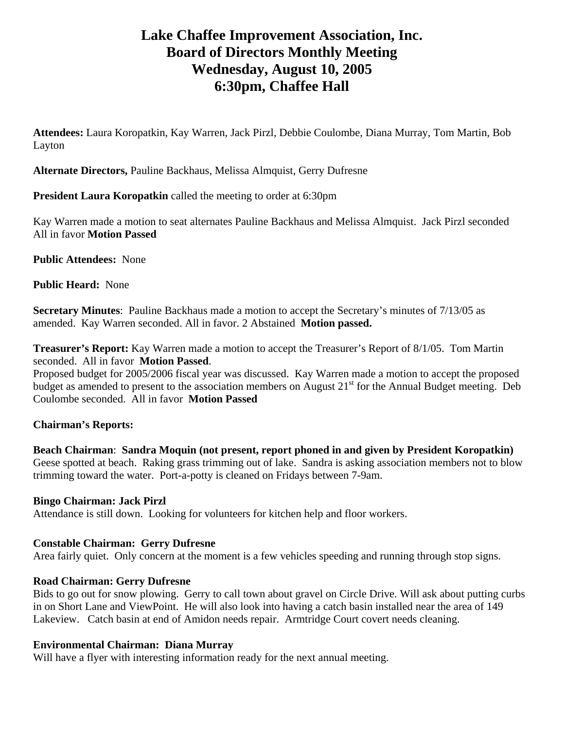# Lake Chaffee Improvement Association, Inc.
# Board of Directors Monthly Meeting
# Wednesday, August 10, 2005
# 6:30pm, Chaffee Hall

**Attendees:** Laura Koropatkin, Kay Warren, Jack Pirzl, Debbie Coulombe, Diana Murray, Tom Martin, Bob Layton

**Alternate Directors,** Pauline Backhaus, Melissa Almquist, Gerry Dufresne

**President Laura Koropatkin** called the meeting to order at 6:30pm

Kay Warren made a motion to seat alternates Pauline Backhaus and Melissa Almquist. Jack Pirzl seconded All in favor **Motion Passed**

**Public Attendees:** None

**Public Heard:** None

**Secretary Minutes**: Pauline Backhaus made a motion to accept the Secretary's minutes of 7/13/05 as amended. Kay Warren seconded. All in favor. 2 Abstained **Motion passed.**

**Treasurer's Report:** Kay Warren made a motion to accept the Treasurer's Report of 8/1/05. Tom Martin seconded. All in favor **Motion Passed**.

Proposed budget for 2005/2006 fiscal year was discussed. Kay Warren made a motion to accept the proposed budget as amended to present to the association members on August 21st for the Annual Budget meeting. Deb Coulombe seconded. All in favor **Motion Passed**

**Chairman's Reports:**

**Beach Chairman**: **Sandra Moquin (not present, report phoned in and given by President Koropatkin)**
Geese spotted at beach. Raking grass trimming out of lake. Sandra is asking association members not to blow trimming toward the water. Port-a-potty is cleaned on Fridays between 7-9am.

**Bingo Chairman: Jack Pirzl**
Attendance is still down. Looking for volunteers for kitchen help and floor workers.

**Constable Chairman: Gerry Dufresne**
Area fairly quiet. Only concern at the moment is a few vehicles speeding and running through stop signs.

**Road Chairman: Gerry Dufresne**
Bids to go out for snow plowing. Gerry to call town about gravel on Circle Drive. Will ask about putting curbs in on Short Lane and ViewPoint. He will also look into having a catch basin installed near the area of 149 Lakeview. Catch basin at end of Amidon needs repair. Armtridge Court covert needs cleaning.

**Environmental Chairman: Diana Murray**
Will have a flyer with interesting information ready for the next annual meeting.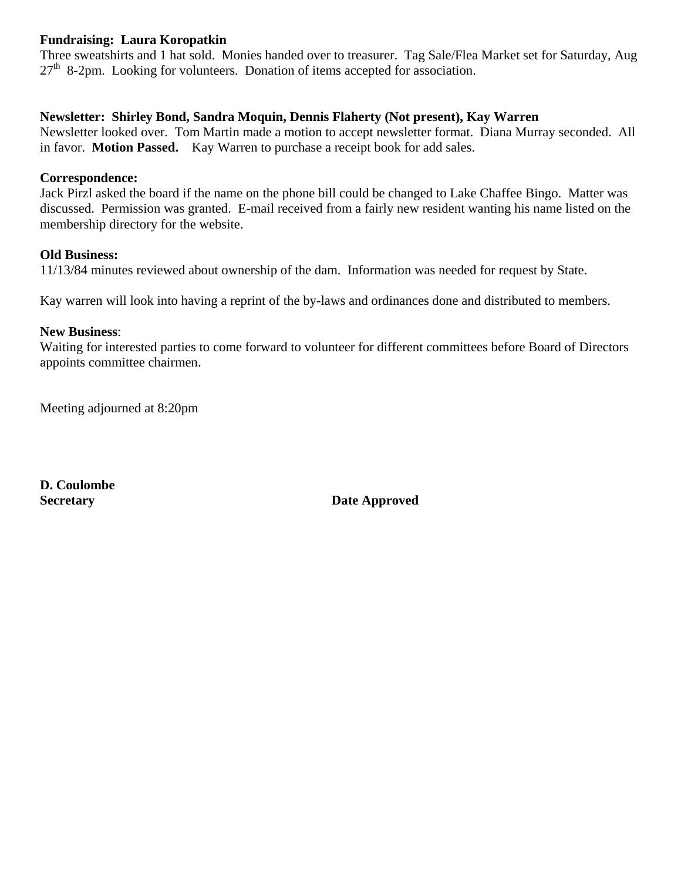**Fundraising: Laura Koropatkin**
Three sweatshirts and 1 hat sold. Monies handed over to treasurer. Tag Sale/Flea Market set for Saturday, Aug 27th 8-2pm. Looking for volunteers. Donation of items accepted for association.

**Newsletter: Shirley Bond, Sandra Moquin, Dennis Flaherty (Not present), Kay Warren**
Newsletter looked over. Tom Martin made a motion to accept newsletter format. Diana Murray seconded. All in favor. **Motion Passed.** Kay Warren to purchase a receipt book for add sales.

**Correspondence:**
Jack Pirzl asked the board if the name on the phone bill could be changed to Lake Chaffee Bingo. Matter was discussed. Permission was granted. E-mail received from a fairly new resident wanting his name listed on the membership directory for the website.

**Old Business:**
11/13/84 minutes reviewed about ownership of the dam. Information was needed for request by State.

Kay warren will look into having a reprint of the by-laws and ordinances done and distributed to members.

**New Business**:
Waiting for interested parties to come forward to volunteer for different committees before Board of Directors appoints committee chairmen.

Meeting adjourned at 8:20pm

**D. Coulombe**
**Secretary** **Date Approved**